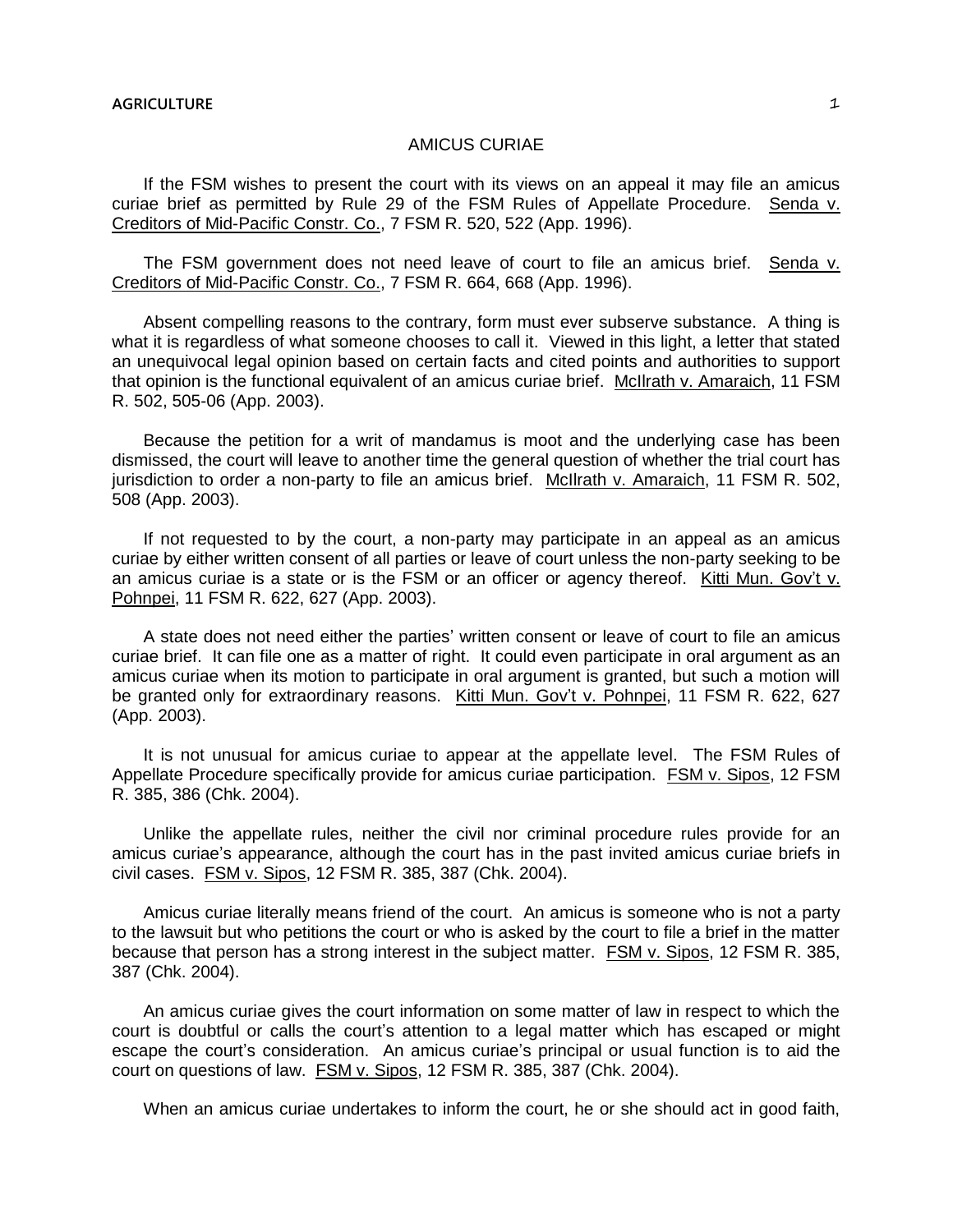# AMICUS CURIAE

If the FSM wishes to present the court with its views on an appeal it may file an amicus curiae brief as permitted by Rule 29 of the FSM Rules of Appellate Procedure. Senda v. Creditors of Mid-Pacific Constr. Co., 7 FSM R. 520, 522 (App. 1996).

The FSM government does not need leave of court to file an amicus brief. Senda v. Creditors of Mid-Pacific Constr. Co., 7 FSM R. 664, 668 (App. 1996).

Absent compelling reasons to the contrary, form must ever subserve substance. A thing is what it is regardless of what someone chooses to call it. Viewed in this light, a letter that stated an unequivocal legal opinion based on certain facts and cited points and authorities to support that opinion is the functional equivalent of an amicus curiae brief. McIlrath v. Amaraich, 11 FSM R. 502, 505-06 (App. 2003).

Because the petition for a writ of mandamus is moot and the underlying case has been dismissed, the court will leave to another time the general question of whether the trial court has jurisdiction to order a non-party to file an amicus brief. McIlrath v. Amaraich, 11 FSM R. 502, 508 (App. 2003).

If not requested to by the court, a non-party may participate in an appeal as an amicus curiae by either written consent of all parties or leave of court unless the non-party seeking to be an amicus curiae is a state or is the FSM or an officer or agency thereof. Kitti Mun. Gov't v. Pohnpei, 11 FSM R. 622, 627 (App. 2003).

A state does not need either the parties' written consent or leave of court to file an amicus curiae brief. It can file one as a matter of right. It could even participate in oral argument as an amicus curiae when its motion to participate in oral argument is granted, but such a motion will be granted only for extraordinary reasons. Kitti Mun. Gov't v. Pohnpei, 11 FSM R. 622, 627 (App. 2003).

It is not unusual for amicus curiae to appear at the appellate level. The FSM Rules of Appellate Procedure specifically provide for amicus curiae participation. FSM v. Sipos, 12 FSM R. 385, 386 (Chk. 2004).

Unlike the appellate rules, neither the civil nor criminal procedure rules provide for an amicus curiae's appearance, although the court has in the past invited amicus curiae briefs in civil cases. FSM v. Sipos, 12 FSM R. 385, 387 (Chk. 2004).

Amicus curiae literally means friend of the court. An amicus is someone who is not a party to the lawsuit but who petitions the court or who is asked by the court to file a brief in the matter because that person has a strong interest in the subject matter. FSM v. Sipos, 12 FSM R. 385, 387 (Chk. 2004).

An amicus curiae gives the court information on some matter of law in respect to which the court is doubtful or calls the court's attention to a legal matter which has escaped or might escape the court's consideration. An amicus curiae's principal or usual function is to aid the court on questions of law. FSM v. Sipos, 12 FSM R. 385, 387 (Chk. 2004).

When an amicus curiae undertakes to inform the court, he or she should act in good faith,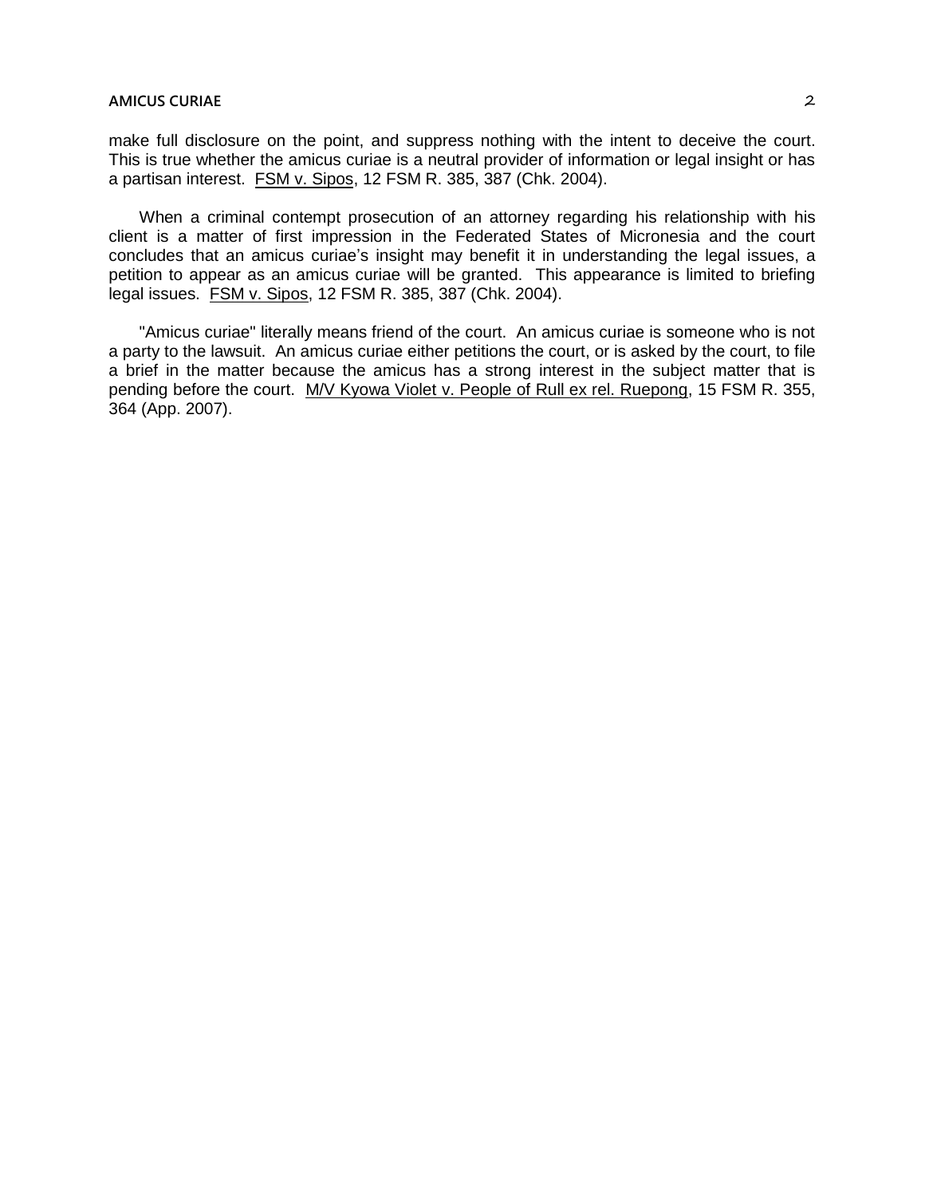make full disclosure on the point, and suppress nothing with the intent to deceive the court. This is true whether the amicus curiae is a neutral provider of information or legal insight or has a partisan interest. FSM v. Sipos, 12 FSM R. 385, 387 (Chk. 2004).

When a criminal contempt prosecution of an attorney regarding his relationship with his client is a matter of first impression in the Federated States of Micronesia and the court concludes that an amicus curiae's insight may benefit it in understanding the legal issues, a petition to appear as an amicus curiae will be granted. This appearance is limited to briefing legal issues. FSM v. Sipos, 12 FSM R. 385, 387 (Chk. 2004).

"Amicus curiae" literally means friend of the court. An amicus curiae is someone who is not a party to the lawsuit. An amicus curiae either petitions the court, or is asked by the court, to file a brief in the matter because the amicus has a strong interest in the subject matter that is pending before the court. M/V Kyowa Violet v. People of Rull ex rel. Ruepong, 15 FSM R. 355, 364 (App. 2007).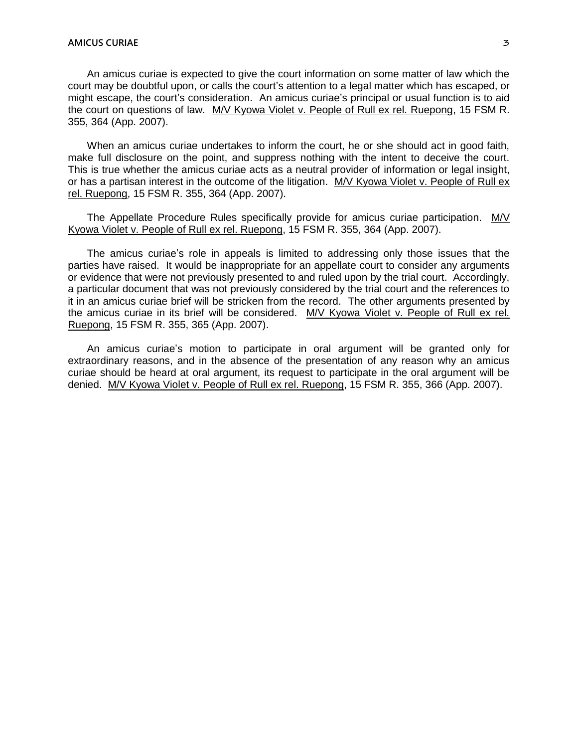An amicus curiae is expected to give the court information on some matter of law which the court may be doubtful upon, or calls the court's attention to a legal matter which has escaped, or might escape, the court's consideration. An amicus curiae's principal or usual function is to aid the court on questions of law. M/V Kyowa Violet v. People of Rull ex rel. Ruepong, 15 FSM R. 355, 364 (App. 2007).

When an amicus curiae undertakes to inform the court, he or she should act in good faith, make full disclosure on the point, and suppress nothing with the intent to deceive the court. This is true whether the amicus curiae acts as a neutral provider of information or legal insight, or has a partisan interest in the outcome of the litigation. M/V Kyowa Violet v. People of Rull ex rel. Ruepong, 15 FSM R. 355, 364 (App. 2007).

The Appellate Procedure Rules specifically provide for amicus curiae participation. M/V Kyowa Violet v. People of Rull ex rel. Ruepong, 15 FSM R. 355, 364 (App. 2007).

The amicus curiae's role in appeals is limited to addressing only those issues that the parties have raised. It would be inappropriate for an appellate court to consider any arguments or evidence that were not previously presented to and ruled upon by the trial court. Accordingly, a particular document that was not previously considered by the trial court and the references to it in an amicus curiae brief will be stricken from the record. The other arguments presented by the amicus curiae in its brief will be considered. M/V Kyowa Violet v. People of Rull ex rel. Ruepong, 15 FSM R. 355, 365 (App. 2007).

An amicus curiae's motion to participate in oral argument will be granted only for extraordinary reasons, and in the absence of the presentation of any reason why an amicus curiae should be heard at oral argument, its request to participate in the oral argument will be denied. M/V Kyowa Violet v. People of Rull ex rel. Ruepong, 15 FSM R. 355, 366 (App. 2007).